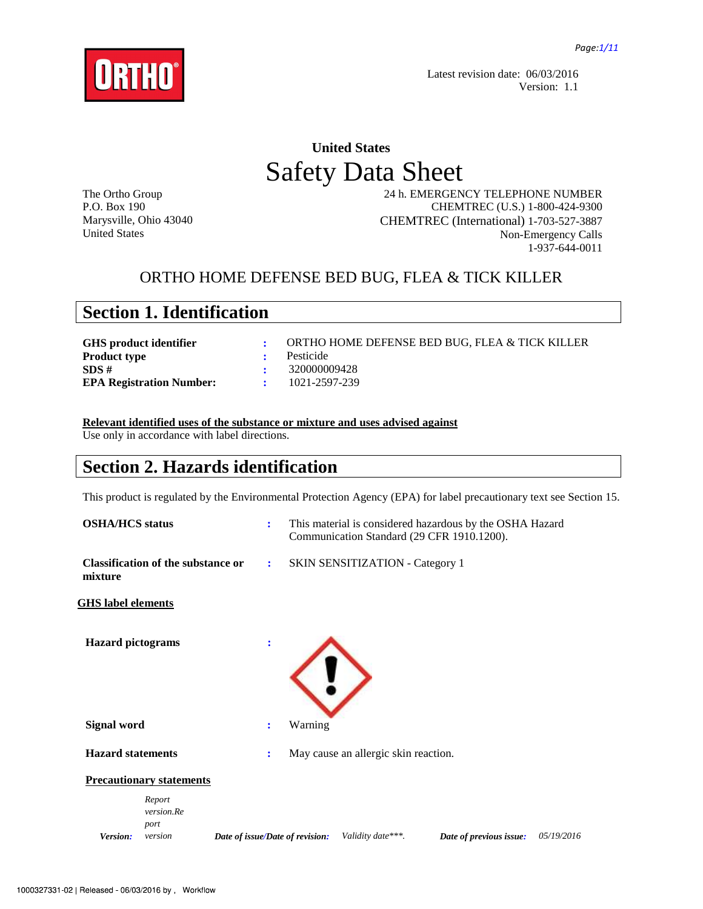Latest revision date: 06/03/2016
Version: 1.1

## United States
# Safety Data Sheet

The Ortho Group
P.O. Box 190
Marysville, Ohio 43040
United States

24 h. EMERGENCY TELEPHONE NUMBER
CHEMTREC (U.S.) 1-800-424-9300
CHEMTREC (International) 1-703-527-3887
Non-Emergency Calls
1-937-644-0011

## ORTHO HOME DEFENSE BED BUG, FLEA & TICK KILLER

## Section 1. Identification

| | | |
|---|---|---|
| **GHS product identifier** | : | ORTHO HOME DEFENSE BED BUG, FLEA & TICK KILLER |
| **Product type** | : | Pesticide |
| **SDS #** | : | 320000009428 |
| **EPA Registration Number:** | : | 1021-2597-239 |

**Relevant identified uses of the substance or mixture and uses advised against**
Use only in accordance with label directions.

## Section 2. Hazards identification

This product is regulated by the Environmental Protection Agency (EPA) for label precautionary text see Section 15.

| | | |
|---|---|---|
| **OSHA/HCS status** | : | This material is considered hazardous by the OSHA Hazard Communication Standard (29 CFR 1910.1200). |
| **Classification of the substance or mixture** | : | SKIN SENSITIZATION - Category 1 |

**GHS label elements**

| | | |
|---|---|---|
| **Hazard pictograms** | : | |
| **Signal word** | : | Warning |
| **Hazard statements** | : | May cause an allergic skin reaction. |

**Precautionary statements**

*Version:* *Report version.Report version* **Date of issue/Date of revision:** *Validity date\*\*\*.* **Date of previous issue:** *05/19/2016*

1000327331-02 | Released - 06/03/2016 by , Workflow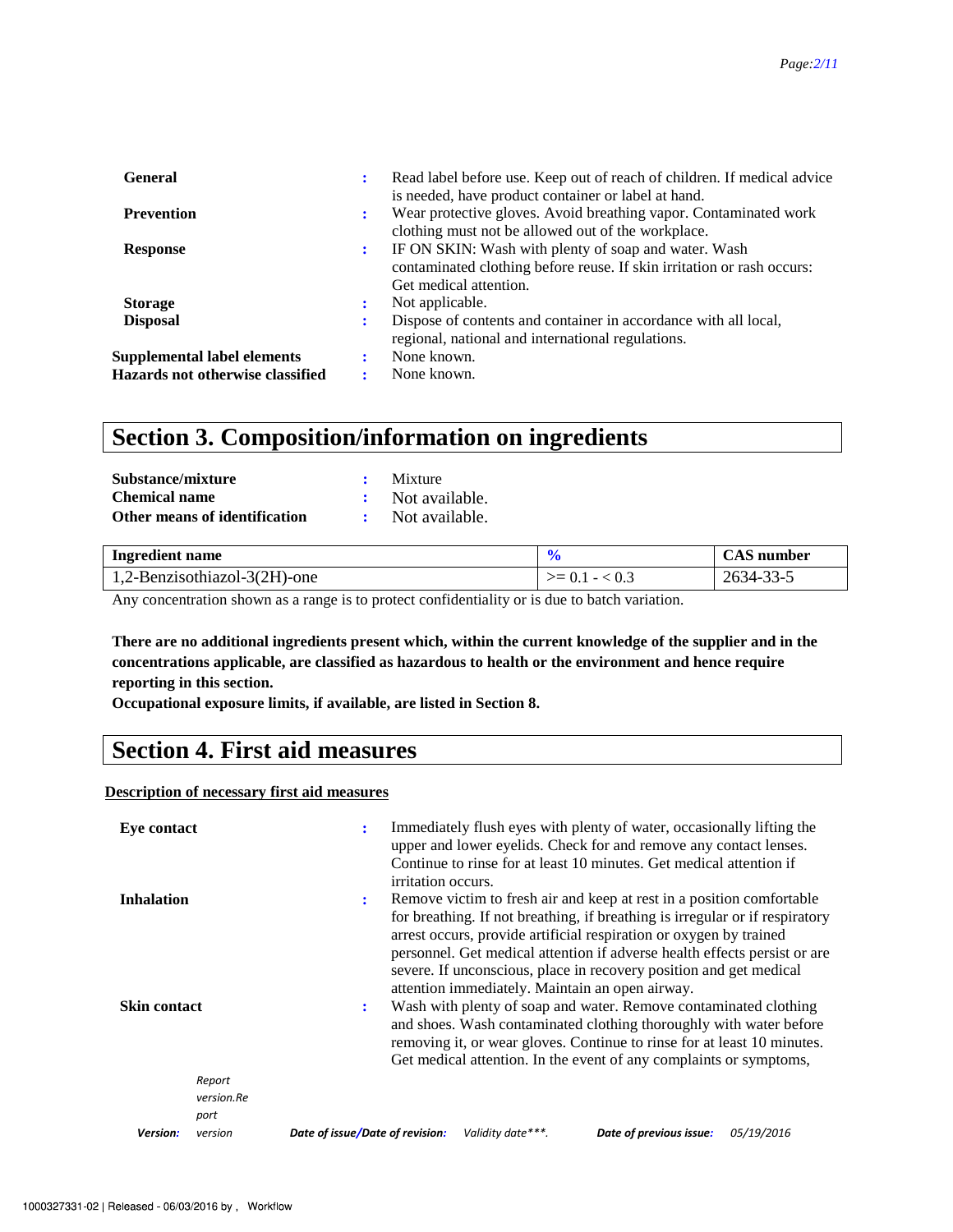| | | |
|---|---|---|
| **General** | : | Read label before use. Keep out of reach of children. If medical advice is needed, have product container or label at hand. |
| **Prevention** | : | Wear protective gloves. Avoid breathing vapor. Contaminated work clothing must not be allowed out of the workplace. |
| **Response** | : | IF ON SKIN: Wash with plenty of soap and water. Wash contaminated clothing before reuse. If skin irritation or rash occurs: Get medical attention. |
| **Storage** | : | Not applicable. |
| **Disposal** | : | Dispose of contents and container in accordance with all local, regional, national and international regulations. |
| **Supplemental label elements** | : | None known. |
| **Hazards not otherwise classified** | : | None known. |

## Section 3. Composition/information on ingredients

| | | |
|---|---|---|
| **Substance/mixture** | : | Mixture |
| **Chemical name** | : | Not available. |
| **Other means of identification** | : | Not available. |

| Ingredient name | % | CAS number |
|---|---|---|
| 1,2-Benzisothiazol-3(2H)-one | >= 0.1 - < 0.3 | 2634-33-5 |

Any concentration shown as a range is to protect confidentiality or is due to batch variation.

**There are no additional ingredients present which, within the current knowledge of the supplier and in the concentrations applicable, are classified as hazardous to health or the environment and hence require reporting in this section.**

**Occupational exposure limits, if available, are listed in Section 8.**

## Section 4. First aid measures

**Description of necessary first aid measures**

| | | |
|---|---|---|
| **Eye contact** | : | Immediately flush eyes with plenty of water, occasionally lifting the upper and lower eyelids. Check for and remove any contact lenses. Continue to rinse for at least 10 minutes. Get medical attention if irritation occurs. |
| **Inhalation** | : | Remove victim to fresh air and keep at rest in a position comfortable for breathing. If not breathing, if breathing is irregular or if respiratory arrest occurs, provide artificial respiration or oxygen by trained personnel. Get medical attention if adverse health effects persist or are severe. If unconscious, place in recovery position and get medical attention immediately. Maintain an open airway. |
| **Skin contact** | : | Wash with plenty of soap and water. Remove contaminated clothing and shoes. Wash contaminated clothing thoroughly with water before removing it, or wear gloves. Continue to rinse for at least 10 minutes. Get medical attention. In the event of any complaints or symptoms, |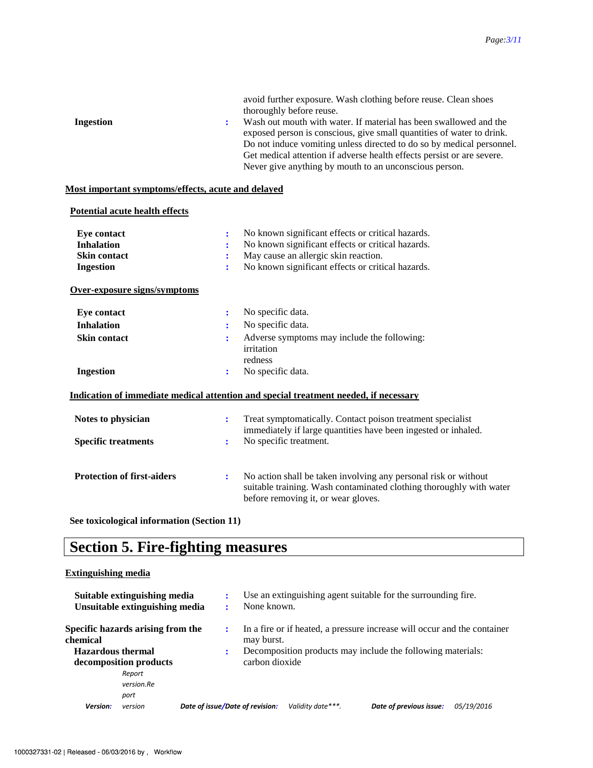avoid further exposure. Wash clothing before reuse. Clean shoes thoroughly before reuse.

**Ingestion** : Wash out mouth with water. If material has been swallowed and the exposed person is conscious, give small quantities of water to drink. Do not induce vomiting unless directed to do so by medical personnel. Get medical attention if adverse health effects persist or are severe. Never give anything by mouth to an unconscious person.

**Most important symptoms/effects, acute and delayed**

**Potential acute health effects**

| | | |
|---|---|---|
| **Eye contact** | : | No known significant effects or critical hazards. |
| **Inhalation** | : | No known significant effects or critical hazards. |
| **Skin contact** | : | May cause an allergic skin reaction. |
| **Ingestion** | : | No known significant effects or critical hazards. |

**Over-exposure signs/symptoms**

| | | |
|---|---|---|
| **Eye contact** | : | No specific data. |
| **Inhalation** | : | No specific data. |
| **Skin contact** | : | Adverse symptoms may include the following:<br>irritation<br>redness |
| **Ingestion** | : | No specific data. |

**Indication of immediate medical attention and special treatment needed, if necessary**

| | | |
|---|---|---|
| **Notes to physician** | : | Treat symptomatically. Contact poison treatment specialist immediately if large quantities have been ingested or inhaled. |
| **Specific treatments** | : | No specific treatment. |
| **Protection of first-aiders** | : | No action shall be taken involving any personal risk or without suitable training. Wash contaminated clothing thoroughly with water before removing it, or wear gloves. |

**See toxicological information (Section 11)**

# Section 5. Fire-fighting measures

**Extinguishing media**

| | | |
|---|---|---|
| **Suitable extinguishing media** | : | Use an extinguishing agent suitable for the surrounding fire. |
| **Unsuitable extinguishing media** | : | None known. |

| | | |
|---|---|---|
| **Specific hazards arising from the chemical** | : | In a fire or if heated, a pressure increase will occur and the container may burst. |
| **Hazardous thermal decomposition products** | : | Decomposition products may include the following materials:<br>carbon dioxide |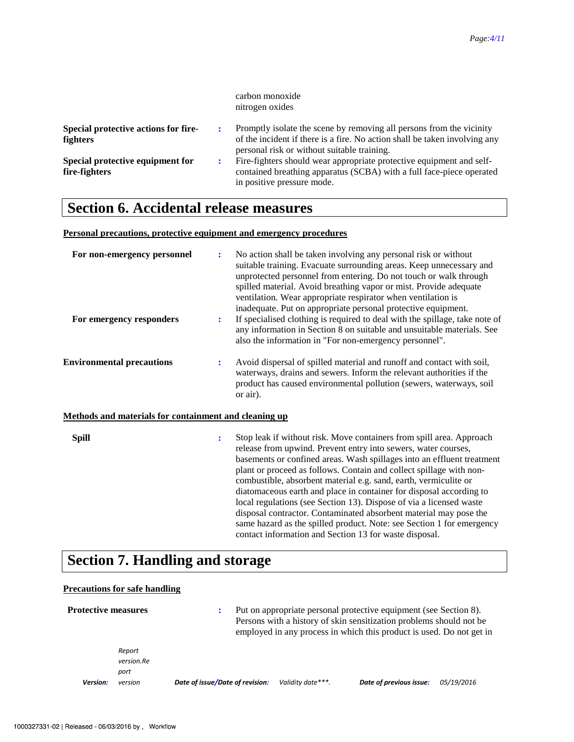carbon monoxide
nitrogen oxides

**Special protective actions for fire-fighters** : Promptly isolate the scene by removing all persons from the vicinity of the incident if there is a fire. No action shall be taken involving any personal risk or without suitable training.

**Special protective equipment for fire-fighters** : Fire-fighters should wear appropriate protective equipment and self-contained breathing apparatus (SCBA) with a full face-piece operated in positive pressure mode.

# Section 6. Accidental release measures

## Personal precautions, protective equipment and emergency procedures

**For non-emergency personnel** : No action shall be taken involving any personal risk or without suitable training. Evacuate surrounding areas. Keep unnecessary and unprotected personnel from entering. Do not touch or walk through spilled material. Avoid breathing vapor or mist. Provide adequate ventilation. Wear appropriate respirator when ventilation is inadequate. Put on appropriate personal protective equipment.

**For emergency responders** : If specialised clothing is required to deal with the spillage, take note of any information in Section 8 on suitable and unsuitable materials. See also the information in "For non-emergency personnel".

**Environmental precautions** : Avoid dispersal of spilled material and runoff and contact with soil, waterways, drains and sewers. Inform the relevant authorities if the product has caused environmental pollution (sewers, waterways, soil or air).

## Methods and materials for containment and cleaning up

**Spill** : Stop leak if without risk. Move containers from spill area. Approach release from upwind. Prevent entry into sewers, water courses, basements or confined areas. Wash spillages into an effluent treatment plant or proceed as follows. Contain and collect spillage with non-combustible, absorbent material e.g. sand, earth, vermiculite or diatomaceous earth and place in container for disposal according to local regulations (see Section 13). Dispose of via a licensed waste disposal contractor. Contaminated absorbent material may pose the same hazard as the spilled product. Note: see Section 1 for emergency contact information and Section 13 for waste disposal.

# Section 7. Handling and storage

## Precautions for safe handling

**Protective measures** : Put on appropriate personal protective equipment (see Section 8). Persons with a history of skin sensitization problems should not be employed in any process in which this product is used. Do not get in

*Version:* *Report version.Report version* *Date of issue/Date of revision:* *Validity date\*\*\*.* *Date of previous issue:* *05/19/2016*

1000327331-02 | Released - 06/03/2016 by , Workflow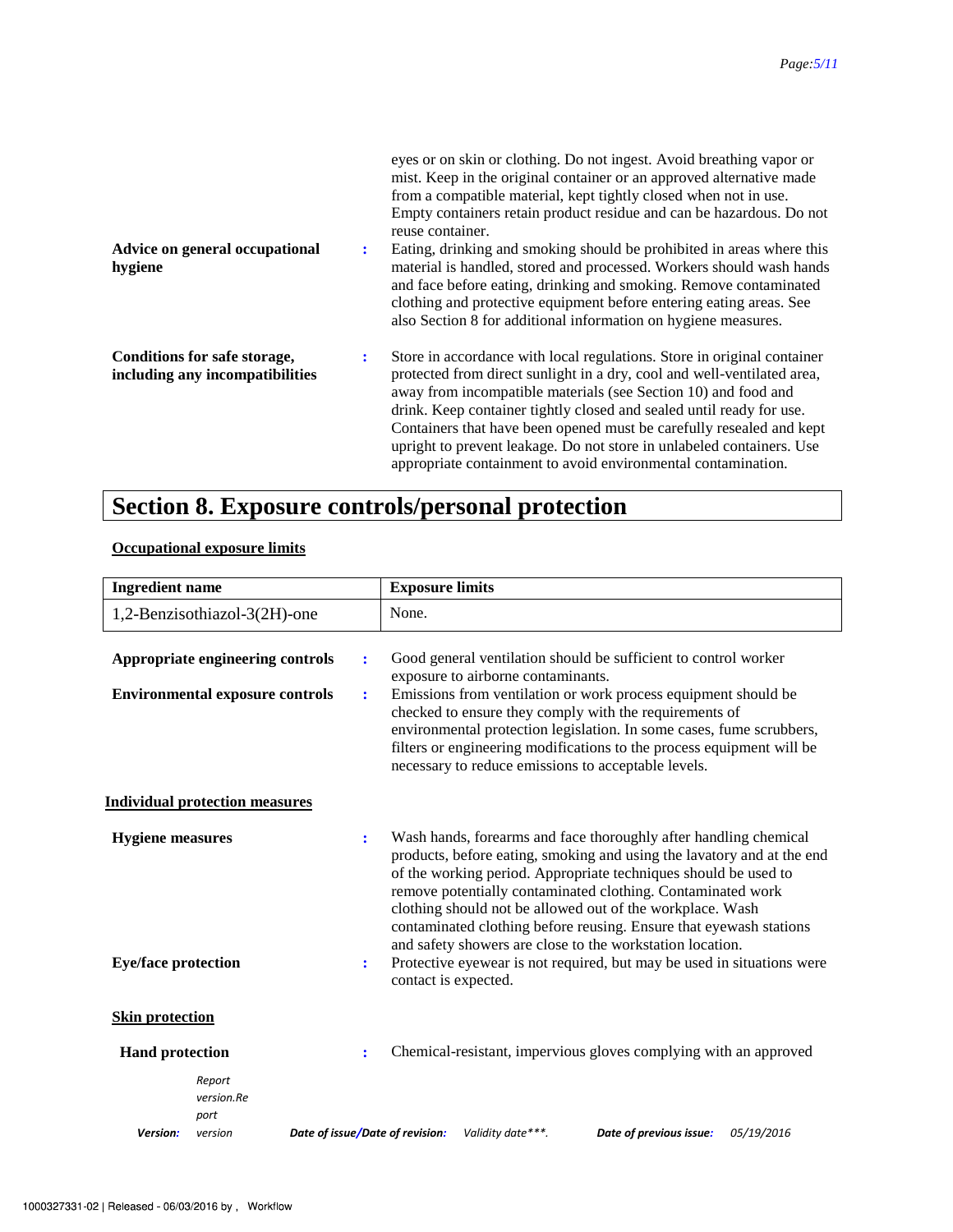eyes or on skin or clothing. Do not ingest. Avoid breathing vapor or mist. Keep in the original container or an approved alternative made from a compatible material, kept tightly closed when not in use. Empty containers retain product residue and can be hazardous. Do not reuse container.

**Advice on general occupational hygiene** : Eating, drinking and smoking should be prohibited in areas where this material is handled, stored and processed. Workers should wash hands and face before eating, drinking and smoking. Remove contaminated clothing and protective equipment before entering eating areas. See also Section 8 for additional information on hygiene measures.

**Conditions for safe storage, including any incompatibilities** : Store in accordance with local regulations. Store in original container protected from direct sunlight in a dry, cool and well-ventilated area, away from incompatible materials (see Section 10) and food and drink. Keep container tightly closed and sealed until ready for use. Containers that have been opened must be carefully resealed and kept upright to prevent leakage. Do not store in unlabeled containers. Use appropriate containment to avoid environmental contamination.

# Section 8. Exposure controls/personal protection

**Occupational exposure limits**

| Ingredient name | Exposure limits |
|---|---|
| 1,2-Benzisothiazol-3(2H)-one | None. |

**Appropriate engineering controls** : Good general ventilation should be sufficient to control worker exposure to airborne contaminants.

**Environmental exposure controls** : Emissions from ventilation or work process equipment should be checked to ensure they comply with the requirements of environmental protection legislation. In some cases, fume scrubbers, filters or engineering modifications to the process equipment will be necessary to reduce emissions to acceptable levels.

**Individual protection measures**

**Hygiene measures** : Wash hands, forearms and face thoroughly after handling chemical products, before eating, smoking and using the lavatory and at the end of the working period. Appropriate techniques should be used to remove potentially contaminated clothing. Contaminated work clothing should not be allowed out of the workplace. Wash contaminated clothing before reusing. Ensure that eyewash stations and safety showers are close to the workstation location.

**Eye/face protection** : Protective eyewear is not required, but may be used in situations were contact is expected.

**Skin protection**

**Hand protection** : Chemical-resistant, impervious gloves complying with an approved

*Version:* *Report version.Report version* ***Date of issue/Date of revision:*** *Validity date\*\*\*.* ***Date of previous issue:*** *05/19/2016*

1000327331-02 | Released - 06/03/2016 by , Workflow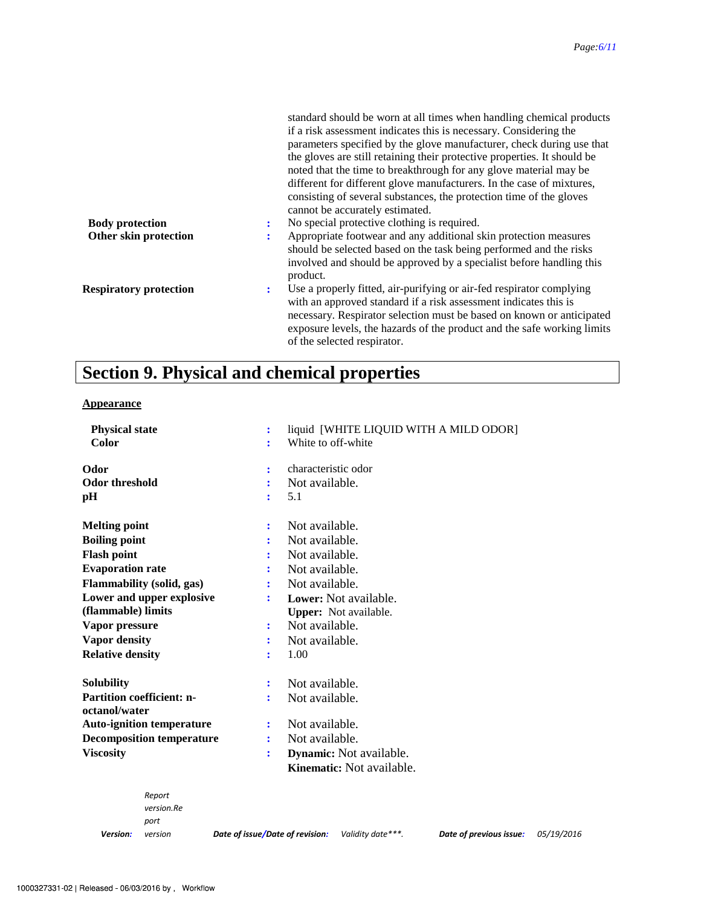| | | |
|---|---|---|
| | | standard should be worn at all times when handling chemical products if a risk assessment indicates this is necessary. Considering the parameters specified by the glove manufacturer, check during use that the gloves are still retaining their protective properties. It should be noted that the time to breakthrough for any glove material may be different for different glove manufacturers. In the case of mixtures, consisting of several substances, the protection time of the gloves cannot be accurately estimated. |
| **Body protection** | : | No special protective clothing is required. |
| **Other skin protection** | : | Appropriate footwear and any additional skin protection measures should be selected based on the task being performed and the risks involved and should be approved by a specialist before handling this product. |
| **Respiratory protection** | : | Use a properly fitted, air-purifying or air-fed respirator complying with an approved standard if a risk assessment indicates this is necessary. Respirator selection must be based on known or anticipated exposure levels, the hazards of the product and the safe working limits of the selected respirator. |

## Section 9. Physical and chemical properties

**Appearance**

| | | |
|---|---|---|
| **Physical state** | : | liquid [WHITE LIQUID WITH A MILD ODOR] |
| **Color** | : | White to off-white |
| **Odor** | : | characteristic odor |
| **Odor threshold** | : | Not available. |
| **pH** | : | 5.1 |
| **Melting point** | : | Not available. |
| **Boiling point** | : | Not available. |
| **Flash point** | : | Not available. |
| **Evaporation rate** | : | Not available. |
| **Flammability (solid, gas)** | : | Not available. |
| **Lower and upper explosive (flammable) limits** | : | **Lower:** Not available.<br>**Upper:** Not available. |
| **Vapor pressure** | : | Not available. |
| **Vapor density** | : | Not available. |
| **Relative density** | : | 1.00 |
| **Solubility** | : | Not available. |
| **Partition coefficient: n-octanol/water** | : | Not available. |
| **Auto-ignition temperature** | : | Not available. |
| **Decomposition temperature** | : | Not available. |
| **Viscosity** | : | **Dynamic:** Not available.<br>**Kinematic:** Not available. |

*Version:* *Report version.Report version* *Date of issue/Date of revision:* *Validity date\*\*\*.* *Date of previous issue:* *05/19/2016*

1000327331-02 | Released - 06/03/2016 by , Workflow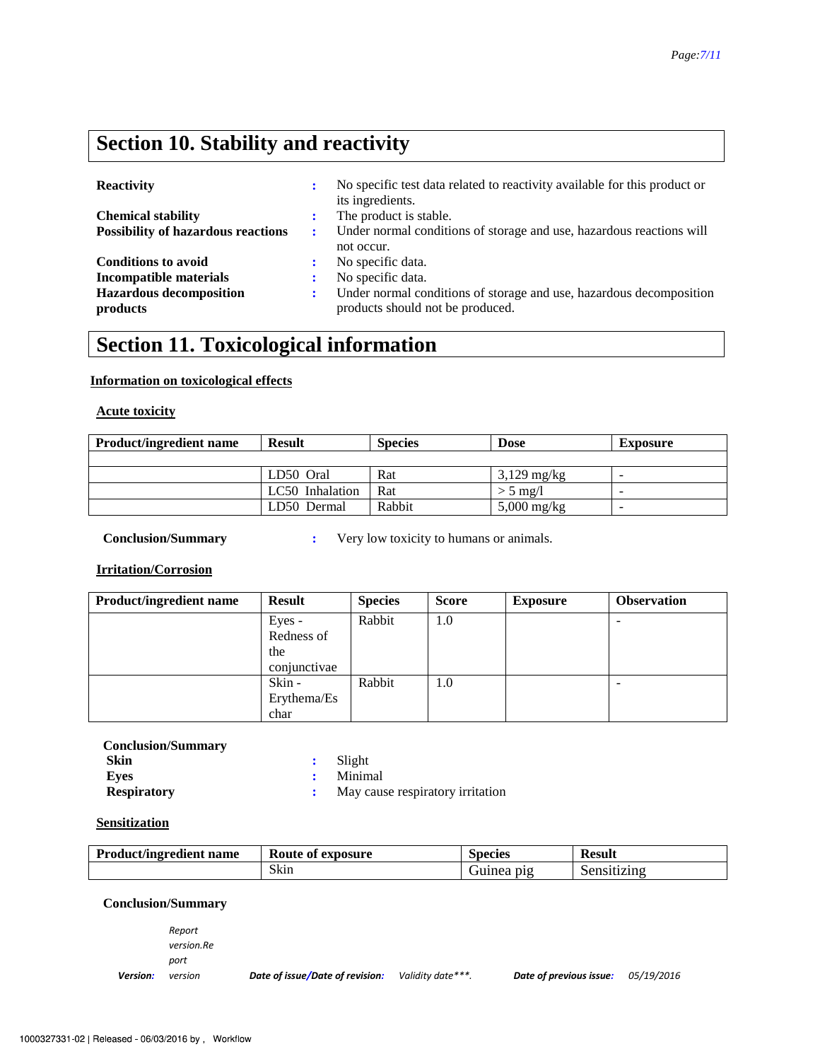# Section 10. Stability and reactivity

**Reactivity** : No specific test data related to reactivity available for this product or its ingredients.

**Chemical stability** : The product is stable.

**Possibility of hazardous reactions** : Under normal conditions of storage and use, hazardous reactions will not occur.

**Conditions to avoid** : No specific data.

**Incompatible materials** : No specific data.

**Hazardous decomposition products** : Under normal conditions of storage and use, hazardous decomposition products should not be produced.

# Section 11. Toxicological information

**Information on toxicological effects**

**Acute toxicity**

| Product/ingredient name | Result | Species | Dose | Exposure |
|---|---|---|---|---|
| | | | | |
| | LD50 Oral | Rat | 3,129 mg/kg | - |
| | LC50 Inhalation | Rat | > 5 mg/l | - |
| | LD50 Dermal | Rabbit | 5,000 mg/kg | - |

**Conclusion/Summary** : Very low toxicity to humans or animals.

**Irritation/Corrosion**

| Product/ingredient name | Result | Species | Score | Exposure | Observation |
|---|---|---|---|---|---|
| | Eyes - Redness of the conjunctivae | Rabbit | 1.0 | | - |
| | Skin - Erythema/Eschar | Rabbit | 1.0 | | - |

**Conclusion/Summary**

**Skin** : Slight

**Eyes** : Minimal

**Respiratory** : May cause respiratory irritation

**Sensitization**

| Product/ingredient name | Route of exposure | Species | Result |
|---|---|---|---|
| | Skin | Guinea pig | Sensitizing |

**Conclusion/Summary**

*Version:* *Report version.Report version* *Date of issue/Date of revision:* *Validity date\*\*\*.* *Date of previous issue:* *05/19/2016*

1000327331-02 | Released - 06/03/2016 by , Workflow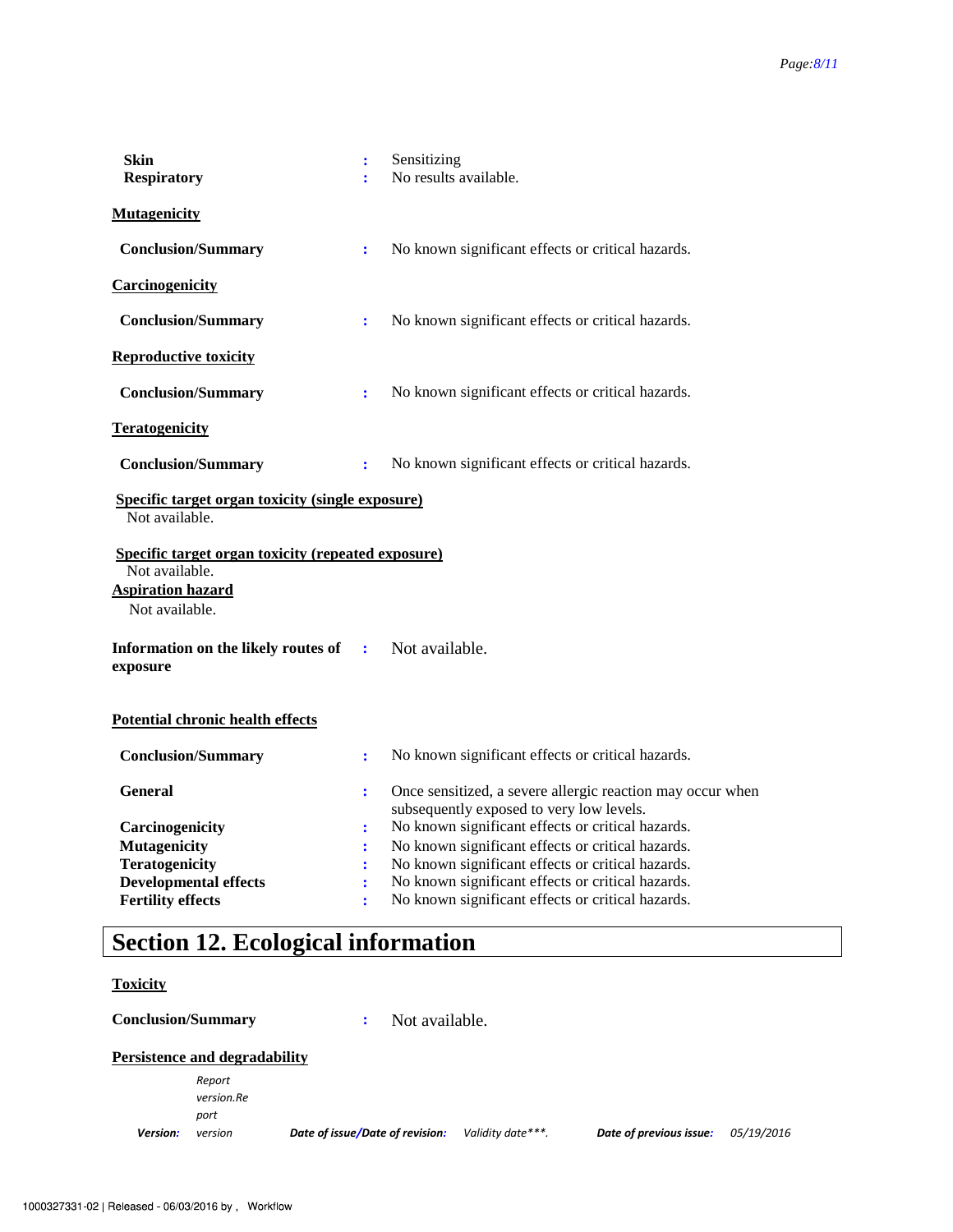| | | |
|---|---|---|
| **Skin** | : | Sensitizing |
| **Respiratory** | : | No results available. |

**Mutagenicity**

| | | |
|---|---|---|
| **Conclusion/Summary** | : | No known significant effects or critical hazards. |

**Carcinogenicity**

| | | |
|---|---|---|
| **Conclusion/Summary** | : | No known significant effects or critical hazards. |

**Reproductive toxicity**

| | | |
|---|---|---|
| **Conclusion/Summary** | : | No known significant effects or critical hazards. |

**Teratogenicity**

| | | |
|---|---|---|
| **Conclusion/Summary** | : | No known significant effects or critical hazards. |

**Specific target organ toxicity (single exposure)**

Not available.

**Specific target organ toxicity (repeated exposure)**

Not available.

**Aspiration hazard**

Not available.

| | | |
|---|---|---|
| **Information on the likely routes of exposure** | : | Not available. |

**Potential chronic health effects**

| | | |
|---|---|---|
| **Conclusion/Summary** | : | No known significant effects or critical hazards. |
| **General** | : | Once sensitized, a severe allergic reaction may occur when subsequently exposed to very low levels. |
| **Carcinogenicity** | : | No known significant effects or critical hazards. |
| **Mutagenicity** | : | No known significant effects or critical hazards. |
| **Teratogenicity** | : | No known significant effects or critical hazards. |
| **Developmental effects** | : | No known significant effects or critical hazards. |
| **Fertility effects** | : | No known significant effects or critical hazards. |

# Section 12. Ecological information

**Toxicity**

| | | |
|---|---|---|
| **Conclusion/Summary** | : | Not available. |

**Persistence and degradability**

*Version:* *Report version.Report version* *Date of issue/Date of revision:* *Validity date\*\*\*.* *Date of previous issue:* *05/19/2016*

1000327331-02 | Released - 06/03/2016 by , Workflow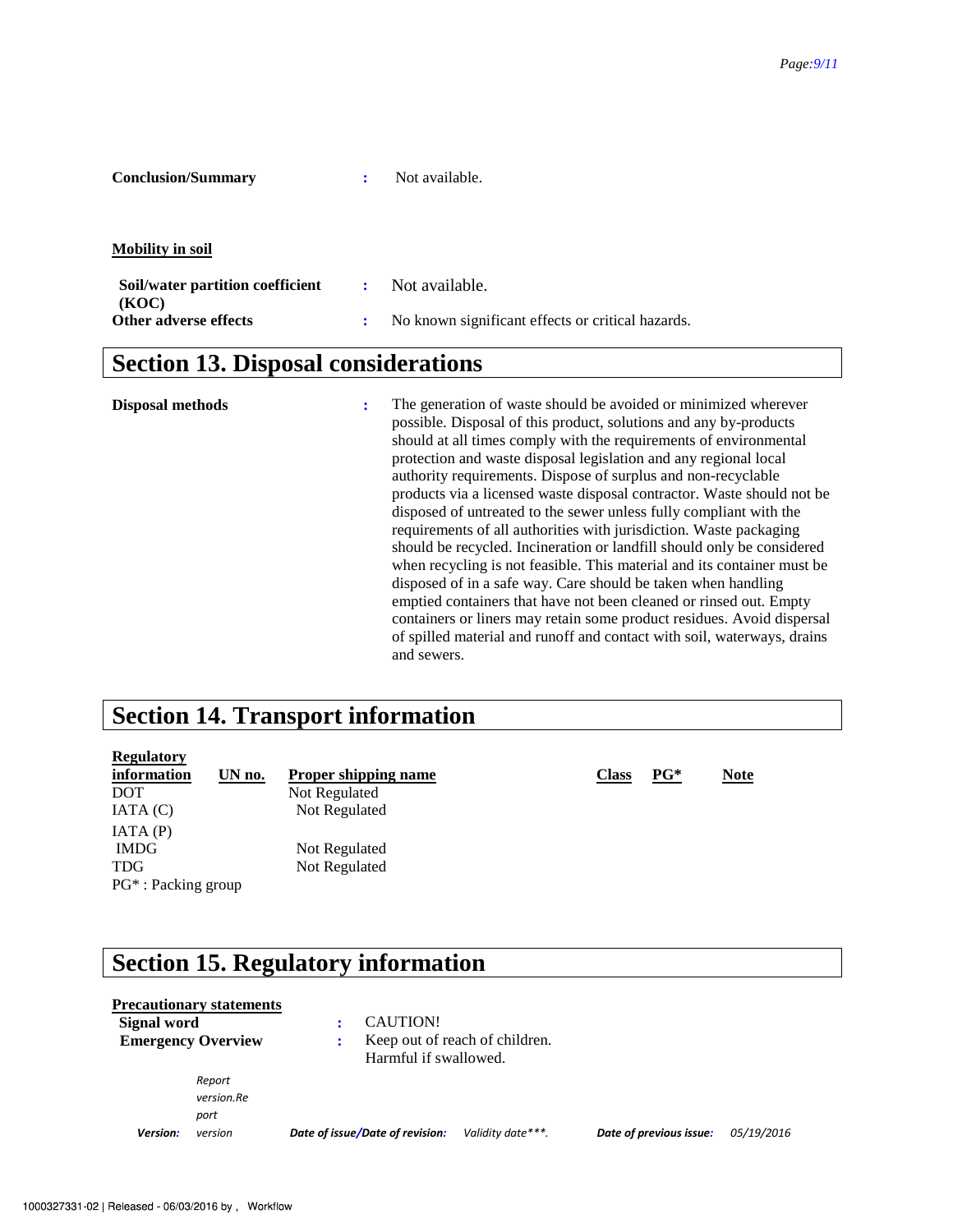**Conclusion/Summary** : Not available.

**Mobility in soil**

**Soil/water partition coefficient (KOC)** : Not available.

**Other adverse effects** : No known significant effects or critical hazards.

## Section 13. Disposal considerations

**Disposal methods** : The generation of waste should be avoided or minimized wherever possible. Disposal of this product, solutions and any by-products should at all times comply with the requirements of environmental protection and waste disposal legislation and any regional local authority requirements. Dispose of surplus and non-recyclable products via a licensed waste disposal contractor. Waste should not be disposed of untreated to the sewer unless fully compliant with the requirements of all authorities with jurisdiction. Waste packaging should be recycled. Incineration or landfill should only be considered when recycling is not feasible. This material and its container must be disposed of in a safe way. Care should be taken when handling emptied containers that have not been cleaned or rinsed out. Empty containers or liners may retain some product residues. Avoid dispersal of spilled material and runoff and contact with soil, waterways, drains and sewers.

## Section 14. Transport information

| Regulatory information | UN no. | Proper shipping name | Class | PG* | Note |
|---|---|---|---|---|---|
| DOT | | Not Regulated | | | |
| IATA (C) | | Not Regulated | | | |
| IATA (P) | | | | | |
| IMDG | | Not Regulated | | | |
| TDG | | Not Regulated | | | |

PG* : Packing group

## Section 15. Regulatory information

**Precautionary statements**

**Signal word** : CAUTION!

**Emergency Overview** : Keep out of reach of children.
Harmful if swallowed.

*Version:* *Report version.Report version* ***Date of issue/Date of revision:*** *Validity date\*\*\*.* ***Date of previous issue:*** *05/19/2016*

1000327331-02 | Released - 06/03/2016 by , Workflow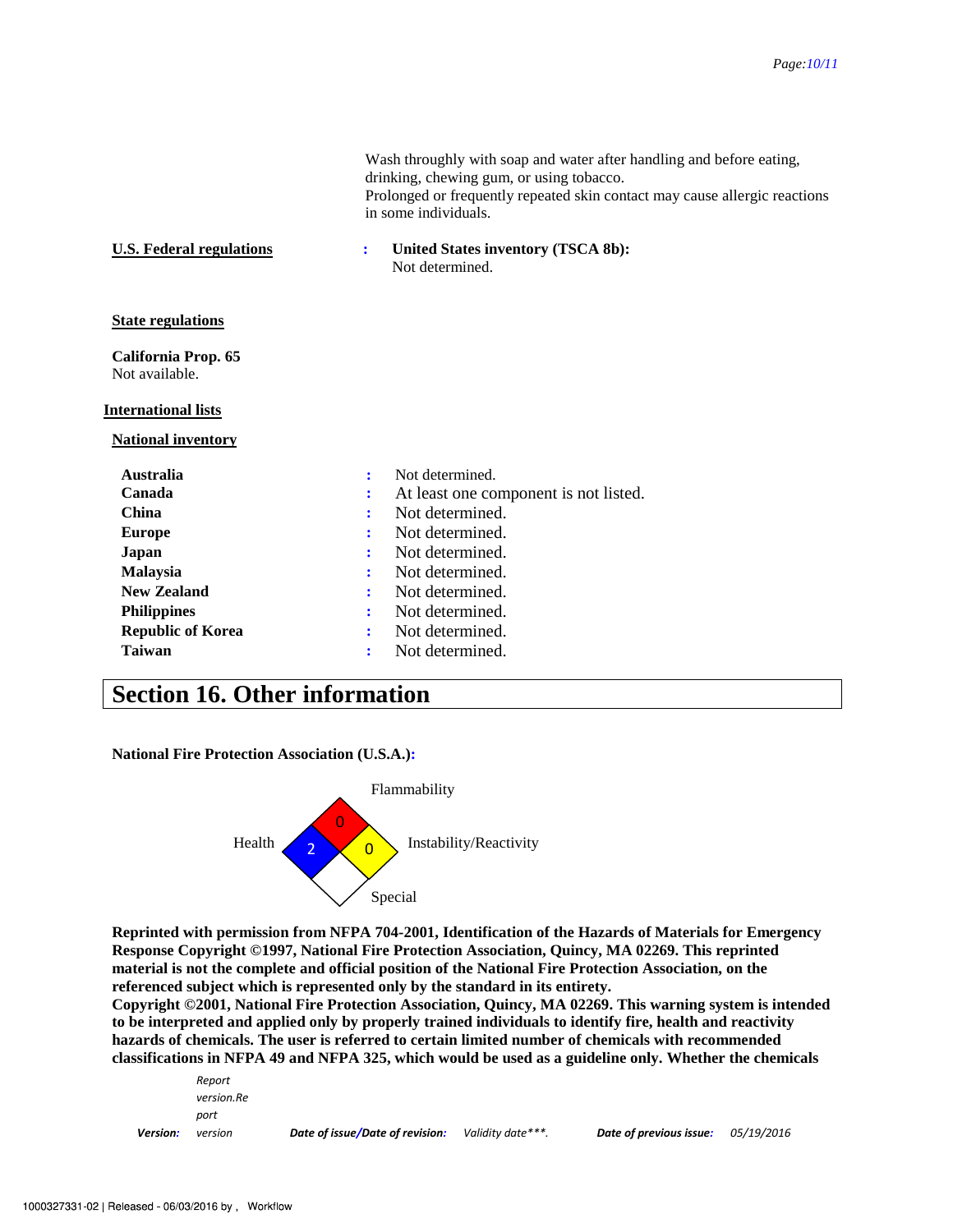Wash throughly with soap and water after handling and before eating, drinking, chewing gum, or using tobacco.
Prolonged or frequently repeated skin contact may cause allergic reactions in some individuals.

**U.S. Federal regulations** : **United States inventory (TSCA 8b):**
Not determined.

**State regulations**

**California Prop. 65**
Not available.

**International lists**

**National inventory**

| | | |
|---|---|---|
| **Australia** | : | Not determined. |
| **Canada** | : | At least one component is not listed. |
| **China** | : | Not determined. |
| **Europe** | : | Not determined. |
| **Japan** | : | Not determined. |
| **Malaysia** | : | Not determined. |
| **New Zealand** | : | Not determined. |
| **Philippines** | : | Not determined. |
| **Republic of Korea** | : | Not determined. |
| **Taiwan** | : | Not determined. |

## Section 16. Other information

**National Fire Protection Association (U.S.A.):**

Flammability: 0
Health: 2
Instability/Reactivity: 0
Special:

**Reprinted with permission from NFPA 704-2001, Identification of the Hazards of Materials for Emergency Response Copyright ©1997, National Fire Protection Association, Quincy, MA 02269. This reprinted material is not the complete and official position of the National Fire Protection Association, on the referenced subject which is represented only by the standard in its entirety.**
**Copyright ©2001, National Fire Protection Association, Quincy, MA 02269. This warning system is intended to be interpreted and applied only by properly trained individuals to identify fire, health and reactivity hazards of chemicals. The user is referred to certain limited number of chemicals with recommended classifications in NFPA 49 and NFPA 325, which would be used as a guideline only. Whether the chemicals**

*Version:* *Report version.Report version* *Date of issue/Date of revision:* *Validity date***.* *Date of previous issue:* *05/19/2016*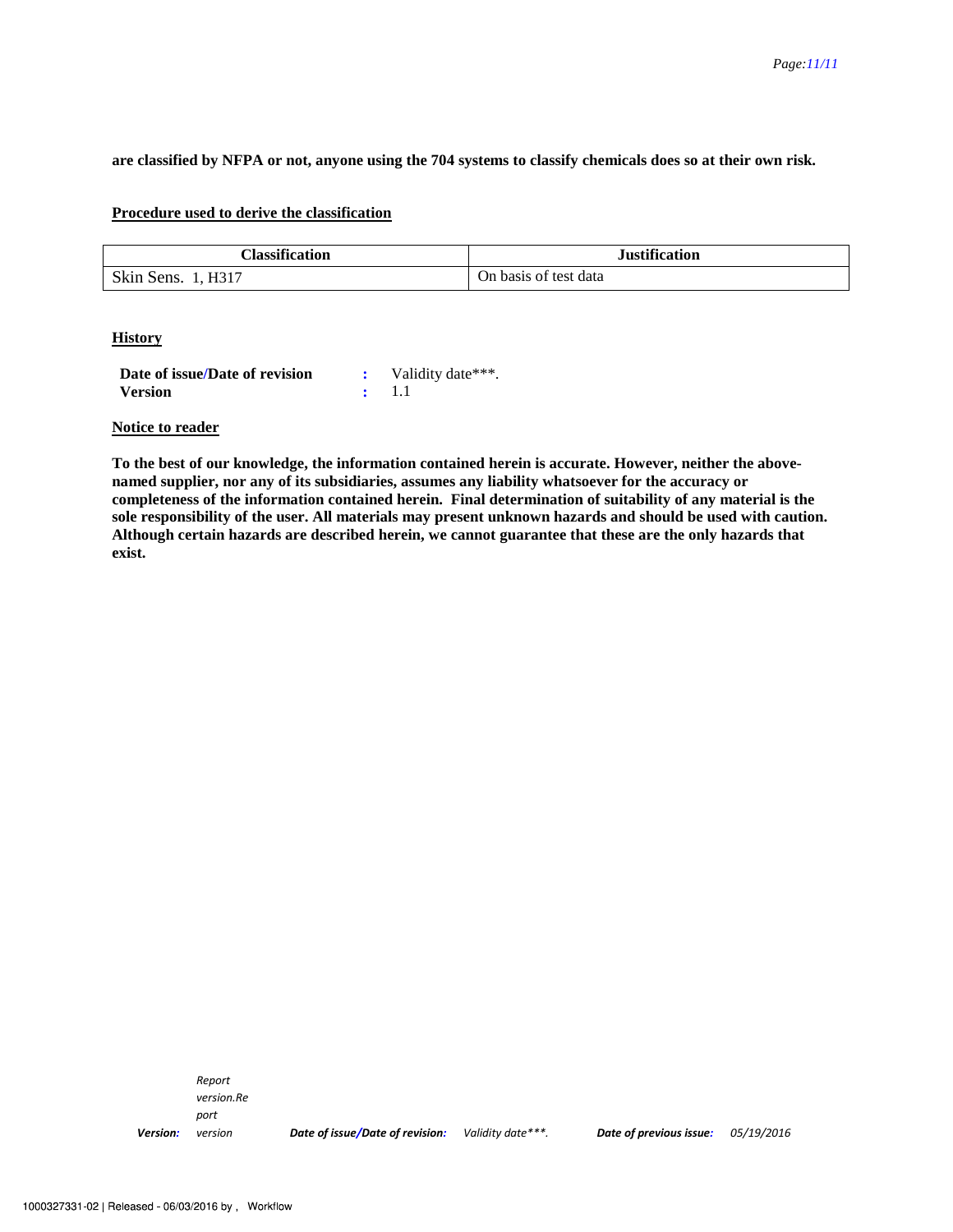**are classified by NFPA or not, anyone using the 704 systems to classify chemicals does so at their own risk.**

## Procedure used to derive the classification

| Classification | Justification |
|---|---|
| Skin Sens. 1, H317 | On basis of test data |

## History

**Date of issue/Date of revision** : Validity date***.
**Version** : 1.1

## Notice to reader

**To the best of our knowledge, the information contained herein is accurate. However, neither the above-named supplier, nor any of its subsidiaries, assumes any liability whatsoever for the accuracy or completeness of the information contained herein. Final determination of suitability of any material is the sole responsibility of the user. All materials may present unknown hazards and should be used with caution. Although certain hazards are described herein, we cannot guarantee that these are the only hazards that exist.**